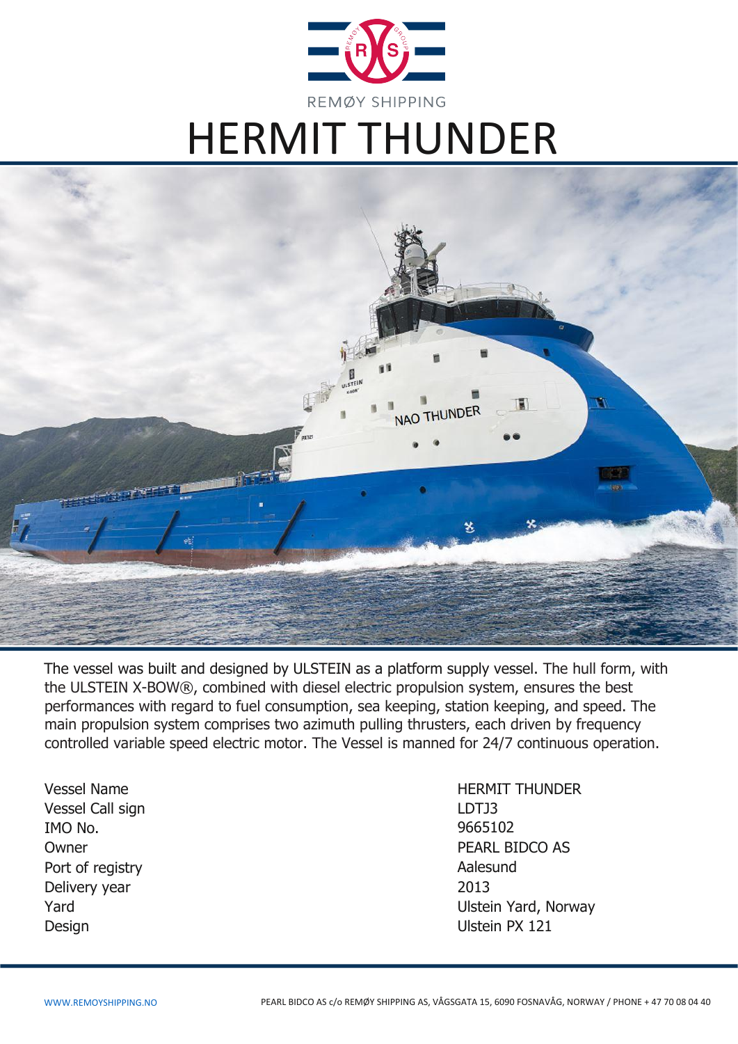REMØY SHIPPING

# HERMIT THUNDER

The vessel was built and designed by ULSTEIN as a platform supply vessel. The hull form, with the ULSTEIN X-BOW®, combined with diesel electric propulsion system, ensures the best performances with regard to fuel consumption, sea keeping, station keeping, and speed. The main propulsion system comprises two azimuth pulling thrusters, each driven by frequency controlled variable speed electric motor. The Vessel is manned for 24/7 continuous operation.

| | |
|---|---|
| Vessel Name | HERMIT THUNDER |
| Vessel Call sign | LDTJ3 |
| IMO No. | 9665102 |
| Owner | PEARL BIDCO AS |
| Port of registry | Aalesund |
| Delivery year | 2013 |
| Yard | Ulstein Yard, Norway |
| Design | Ulstein PX 121 |

WWW.REMOYSHIPPING.NO

PEARL BIDCO AS c/o REMØY SHIPPING AS, VÅGSGATA 15, 6090 FOSNAVÅG, NORWAY / PHONE + 47 70 08 04 40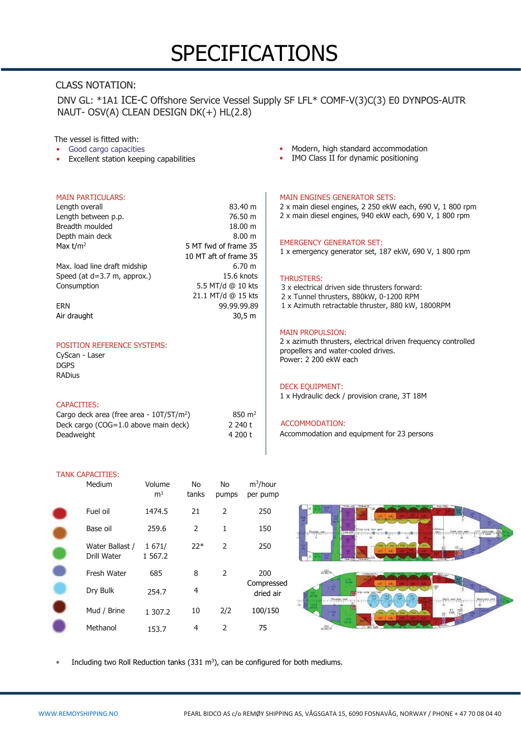# SPECIFICATIONS

## CLASS NOTATION:

DNV GL: *1A1 ICE-C Offshore Service Vessel Supply SF LFL* COMF-V(3)C(3) E0 DYNPOS-AUTR NAUT- OSV(A) CLEAN DESIGN DK(+) HL(2.8)

The vessel is fitted with:

- Good cargo capacities
- Excellent station keeping capabilities
- Modern, high standard accommodation
- IMO Class II for dynamic positioning

### MAIN PARTICULARS:

| | |
|---|---|
| Length overall | 83.40 m |
| Length between p.p. | 76.50 m |
| Breadth moulded | 18.00 m |
| Depth main deck | 8.00 m |
| Max t/m$^2$ | 5 MT fwd of frame 35<br>10 MT aft of frame 35 |
| Max. load line draft midship | 6.70 m |
| Speed (at d=3.7 m, approx.) | 15.6 knots |
| Consumption | 5.5 MT/d @ 10 kts<br>21.1 MT/d @ 15 kts |
| ERN | 99.99.99.89 |
| Air draught | 30,5 m |

### POSITION REFERENCE SYSTEMS:

CyScan - Laser
DGPS
RADius

### CAPACITIES:

| | |
|---|---|
| Cargo deck area (free area - 10T/5T/m$^2$) | 850 m$^2$ |
| Deck cargo (COG=1.0 above main deck) | 2 240 t |
| Deadweight | 4 200 t |

### MAIN ENGINES GENERATOR SETS:

2 x main diesel engines, 2 250 ekW each, 690 V, 1 800 rpm
2 x main diesel engines, 940 ekW each, 690 V, 1 800 rpm

### EMERGENCY GENERATOR SET:

1 x emergency generator set, 187 ekW, 690 V, 1 800 rpm

### THRUSTERS:

3 x electrical driven side thrusters forward:
2 x Tunnel thrusters, 880kW, 0-1200 RPM
1 x Azimuth retractable thruster, 880 kW, 1800RPM

### MAIN PROPULSION:

2 x azimuth thrusters, electrical driven frequency controlled propellers and water-cooled drives.
Power: 2 200 ekW each

### DECK EQUIPMENT:

1 x Hydraulic deck / provision crane, 3T 18M

### ACCOMMODATION:

Accommodation and equipment for 23 persons

### TANK CAPACITIES:

| Medium | Volume m$^3$ | No tanks | No pumps | m$^3$/hour per pump |
|---|---|---|---|---|
| Fuel oil | 1474.5 | 21 | 2 | 250 |
| Base oil | 259.6 | 2 | 1 | 150 |
| Water Ballast / Drill Water | 1 671/ 1 567.2 | 22* | 2 | 250 |
| Fresh Water | 685 | 8 | 2 | 200 |
| Dry Bulk | 254.7 | 4 | | Compressed dried air |
| Mud / Brine | 1 307.2 | 10 | 2/2 | 100/150 |
| Methanol | 153.7 | 4 | 2 | 75 |

* Including two Roll Reduction tanks (331 m$^3$), can be configured for both mediums.

WWW.REMOYSHIPPING.NO

PEARL BIDCO AS c/o REMØY SHIPPING AS, VÅGSGATA 15, 6090 FOSNAVÅG, NORWAY / PHONE + 47 70 08 04 40